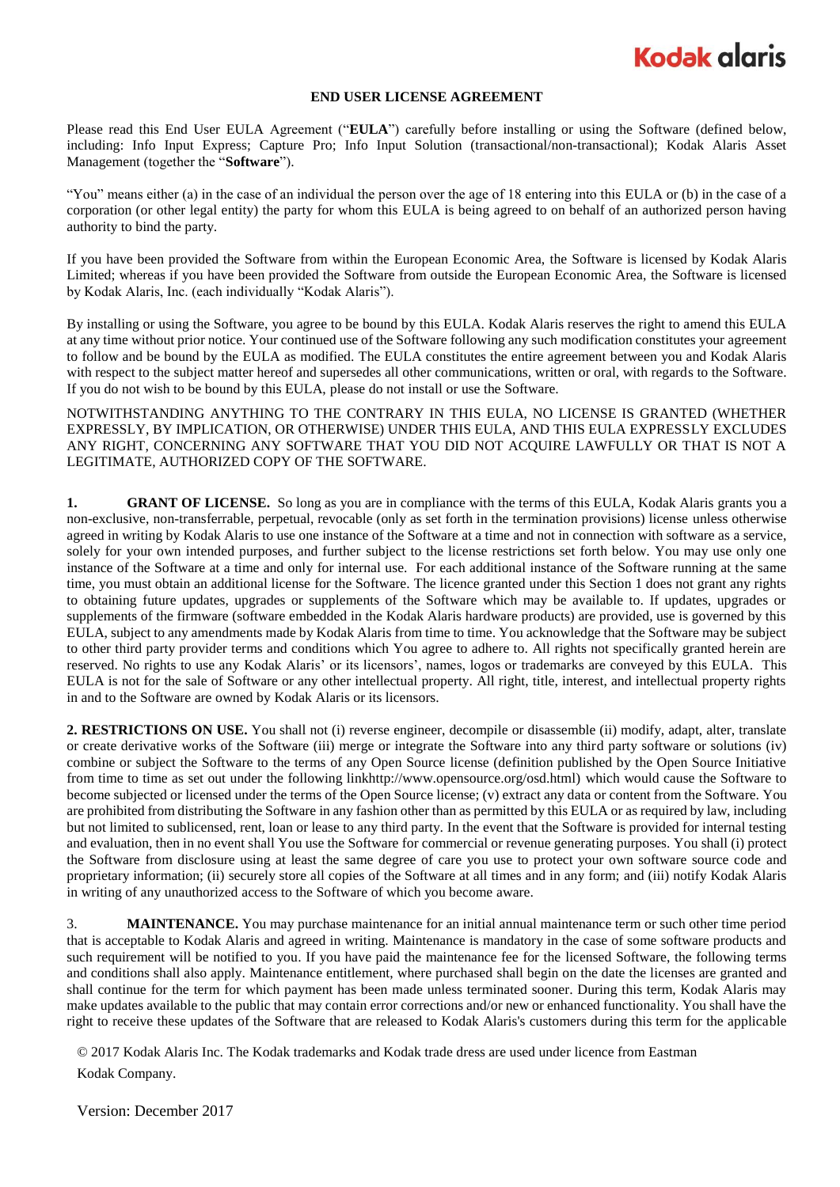# END USER LICENSE AGREEMENT

Please read this End User EULA Agreement ("**EULA**") carefully before installing or using the Software (defined below, including: Info Input Express; Capture Pro; Info Input Solution (transactional/non-transactional); Kodak Alaris Asset Management (together the "**Software**").

"You" means either (a) in the case of an individual the person over the age of 18 entering into this EULA or (b) in the case of a corporation (or other legal entity) the party for whom this EULA is being agreed to on behalf of an authorized person having authority to bind the party.

If you have been provided the Software from within the European Economic Area, the Software is licensed by Kodak Alaris Limited; whereas if you have been provided the Software from outside the European Economic Area, the Software is licensed by Kodak Alaris, Inc. (each individually "Kodak Alaris").

By installing or using the Software, you agree to be bound by this EULA. Kodak Alaris reserves the right to amend this EULA at any time without prior notice. Your continued use of the Software following any such modification constitutes your agreement to follow and be bound by the EULA as modified. The EULA constitutes the entire agreement between you and Kodak Alaris with respect to the subject matter hereof and supersedes all other communications, written or oral, with regards to the Software. If you do not wish to be bound by this EULA, please do not install or use the Software.

NOTWITHSTANDING ANYTHING TO THE CONTRARY IN THIS EULA, NO LICENSE IS GRANTED (WHETHER EXPRESSLY, BY IMPLICATION, OR OTHERWISE) UNDER THIS EULA, AND THIS EULA EXPRESSLY EXCLUDES ANY RIGHT, CONCERNING ANY SOFTWARE THAT YOU DID NOT ACQUIRE LAWFULLY OR THAT IS NOT A LEGITIMATE, AUTHORIZED COPY OF THE SOFTWARE.

**1. GRANT OF LICENSE.** So long as you are in compliance with the terms of this EULA, Kodak Alaris grants you a non-exclusive, non-transferrable, perpetual, revocable (only as set forth in the termination provisions) license unless otherwise agreed in writing by Kodak Alaris to use one instance of the Software at a time and not in connection with software as a service, solely for your own intended purposes, and further subject to the license restrictions set forth below. You may use only one instance of the Software at a time and only for internal use. For each additional instance of the Software running at the same time, you must obtain an additional license for the Software. The licence granted under this Section 1 does not grant any rights to obtaining future updates, upgrades or supplements of the Software which may be available to. If updates, upgrades or supplements of the firmware (software embedded in the Kodak Alaris hardware products) are provided, use is governed by this EULA, subject to any amendments made by Kodak Alaris from time to time. You acknowledge that the Software may be subject to other third party provider terms and conditions which You agree to adhere to. All rights not specifically granted herein are reserved. No rights to use any Kodak Alaris' or its licensors', names, logos or trademarks are conveyed by this EULA. This EULA is not for the sale of Software or any other intellectual property. All right, title, interest, and intellectual property rights in and to the Software are owned by Kodak Alaris or its licensors.

**2. RESTRICTIONS ON USE.** You shall not (i) reverse engineer, decompile or disassemble (ii) modify, adapt, alter, translate or create derivative works of the Software (iii) merge or integrate the Software into any third party software or solutions (iv) combine or subject the Software to the terms of any Open Source license (definition published by the Open Source Initiative from time to time as set out under the following linkhttp://www.opensource.org/osd.html) which would cause the Software to become subjected or licensed under the terms of the Open Source license; (v) extract any data or content from the Software. You are prohibited from distributing the Software in any fashion other than as permitted by this EULA or as required by law, including but not limited to sublicensed, rent, loan or lease to any third party. In the event that the Software is provided for internal testing and evaluation, then in no event shall You use the Software for commercial or revenue generating purposes. You shall (i) protect the Software from disclosure using at least the same degree of care you use to protect your own software source code and proprietary information; (ii) securely store all copies of the Software at all times and in any form; and (iii) notify Kodak Alaris in writing of any unauthorized access to the Software of which you become aware.

3. **MAINTENANCE.** You may purchase maintenance for an initial annual maintenance term or such other time period that is acceptable to Kodak Alaris and agreed in writing. Maintenance is mandatory in the case of some software products and such requirement will be notified to you. If you have paid the maintenance fee for the licensed Software, the following terms and conditions shall also apply. Maintenance entitlement, where purchased shall begin on the date the licenses are granted and shall continue for the term for which payment has been made unless terminated sooner. During this term, Kodak Alaris may make updates available to the public that may contain error corrections and/or new or enhanced functionality. You shall have the right to receive these updates of the Software that are released to Kodak Alaris's customers during this term for the applicable

© 2017 Kodak Alaris Inc. The Kodak trademarks and Kodak trade dress are used under licence from Eastman Kodak Company.

Version: December 2017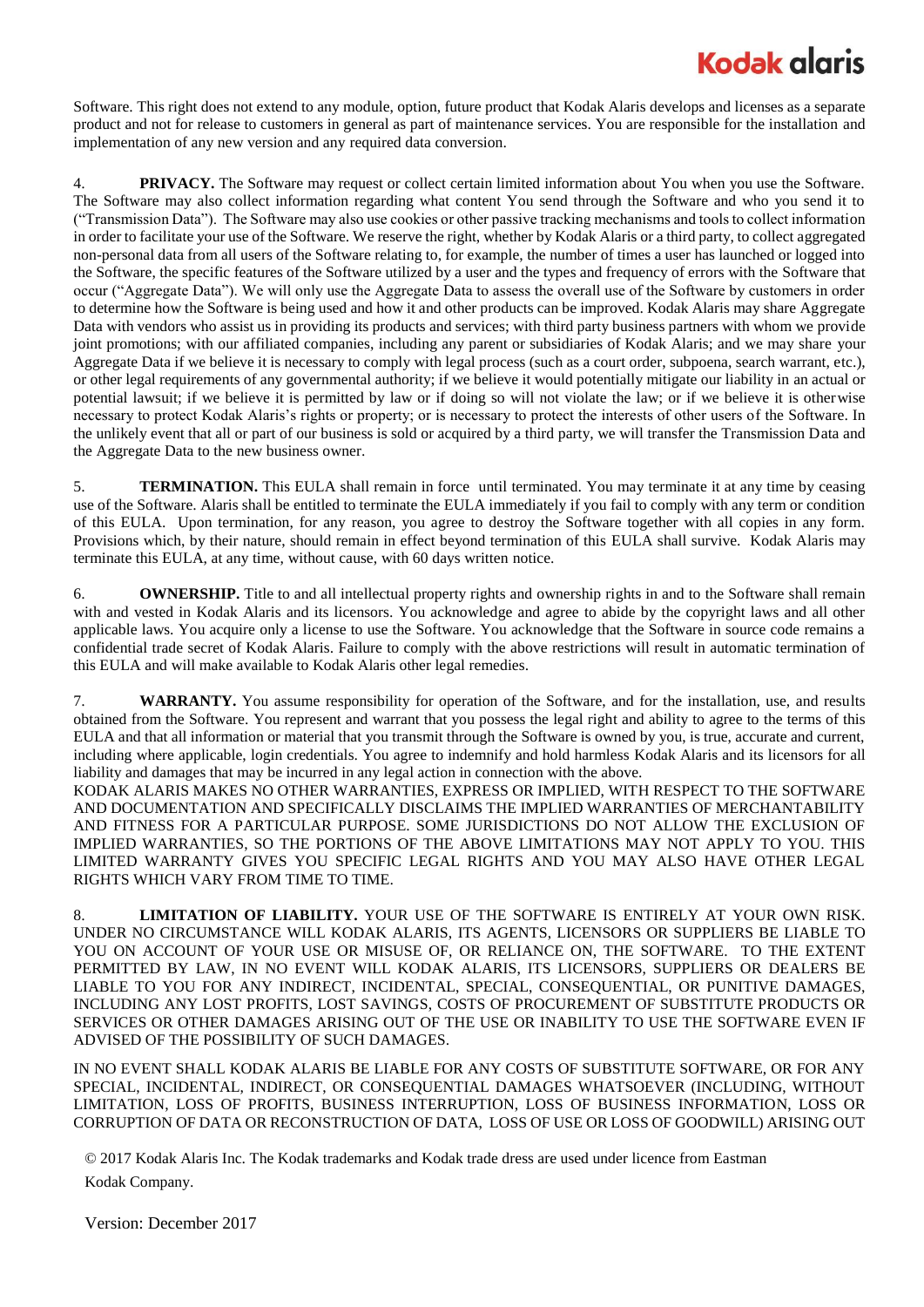Software. This right does not extend to any module, option, future product that Kodak Alaris develops and licenses as a separate product and not for release to customers in general as part of maintenance services. You are responsible for the installation and implementation of any new version and any required data conversion.

4. **PRIVACY.** The Software may request or collect certain limited information about You when you use the Software. The Software may also collect information regarding what content You send through the Software and who you send it to ("Transmission Data"). The Software may also use cookies or other passive tracking mechanisms and tools to collect information in order to facilitate your use of the Software. We reserve the right, whether by Kodak Alaris or a third party, to collect aggregated non-personal data from all users of the Software relating to, for example, the number of times a user has launched or logged into the Software, the specific features of the Software utilized by a user and the types and frequency of errors with the Software that occur ("Aggregate Data"). We will only use the Aggregate Data to assess the overall use of the Software by customers in order to determine how the Software is being used and how it and other products can be improved. Kodak Alaris may share Aggregate Data with vendors who assist us in providing its products and services; with third party business partners with whom we provide joint promotions; with our affiliated companies, including any parent or subsidiaries of Kodak Alaris; and we may share your Aggregate Data if we believe it is necessary to comply with legal process (such as a court order, subpoena, search warrant, etc.), or other legal requirements of any governmental authority; if we believe it would potentially mitigate our liability in an actual or potential lawsuit; if we believe it is permitted by law or if doing so will not violate the law; or if we believe it is otherwise necessary to protect Kodak Alaris's rights or property; or is necessary to protect the interests of other users of the Software. In the unlikely event that all or part of our business is sold or acquired by a third party, we will transfer the Transmission Data and the Aggregate Data to the new business owner.

5. **TERMINATION.** This EULA shall remain in force until terminated. You may terminate it at any time by ceasing use of the Software. Alaris shall be entitled to terminate the EULA immediately if you fail to comply with any term or condition of this EULA. Upon termination, for any reason, you agree to destroy the Software together with all copies in any form. Provisions which, by their nature, should remain in effect beyond termination of this EULA shall survive. Kodak Alaris may terminate this EULA, at any time, without cause, with 60 days written notice.

6. **OWNERSHIP.** Title to and all intellectual property rights and ownership rights in and to the Software shall remain with and vested in Kodak Alaris and its licensors. You acknowledge and agree to abide by the copyright laws and all other applicable laws. You acquire only a license to use the Software. You acknowledge that the Software in source code remains a confidential trade secret of Kodak Alaris. Failure to comply with the above restrictions will result in automatic termination of this EULA and will make available to Kodak Alaris other legal remedies.

7. **WARRANTY.** You assume responsibility for operation of the Software, and for the installation, use, and results obtained from the Software. You represent and warrant that you possess the legal right and ability to agree to the terms of this EULA and that all information or material that you transmit through the Software is owned by you, is true, accurate and current, including where applicable, login credentials. You agree to indemnify and hold harmless Kodak Alaris and its licensors for all liability and damages that may be incurred in any legal action in connection with the above.

KODAK ALARIS MAKES NO OTHER WARRANTIES, EXPRESS OR IMPLIED, WITH RESPECT TO THE SOFTWARE AND DOCUMENTATION AND SPECIFICALLY DISCLAIMS THE IMPLIED WARRANTIES OF MERCHANTABILITY AND FITNESS FOR A PARTICULAR PURPOSE. SOME JURISDICTIONS DO NOT ALLOW THE EXCLUSION OF IMPLIED WARRANTIES, SO THE PORTIONS OF THE ABOVE LIMITATIONS MAY NOT APPLY TO YOU. THIS LIMITED WARRANTY GIVES YOU SPECIFIC LEGAL RIGHTS AND YOU MAY ALSO HAVE OTHER LEGAL RIGHTS WHICH VARY FROM TIME TO TIME.

8. **LIMITATION OF LIABILITY.** YOUR USE OF THE SOFTWARE IS ENTIRELY AT YOUR OWN RISK. UNDER NO CIRCUMSTANCE WILL KODAK ALARIS, ITS AGENTS, LICENSORS OR SUPPLIERS BE LIABLE TO YOU ON ACCOUNT OF YOUR USE OR MISUSE OF, OR RELIANCE ON, THE SOFTWARE. TO THE EXTENT PERMITTED BY LAW, IN NO EVENT WILL KODAK ALARIS, ITS LICENSORS, SUPPLIERS OR DEALERS BE LIABLE TO YOU FOR ANY INDIRECT, INCIDENTAL, SPECIAL, CONSEQUENTIAL, OR PUNITIVE DAMAGES, INCLUDING ANY LOST PROFITS, LOST SAVINGS, COSTS OF PROCUREMENT OF SUBSTITUTE PRODUCTS OR SERVICES OR OTHER DAMAGES ARISING OUT OF THE USE OR INABILITY TO USE THE SOFTWARE EVEN IF ADVISED OF THE POSSIBILITY OF SUCH DAMAGES.

IN NO EVENT SHALL KODAK ALARIS BE LIABLE FOR ANY COSTS OF SUBSTITUTE SOFTWARE, OR FOR ANY SPECIAL, INCIDENTAL, INDIRECT, OR CONSEQUENTIAL DAMAGES WHATSOEVER (INCLUDING, WITHOUT LIMITATION, LOSS OF PROFITS, BUSINESS INTERRUPTION, LOSS OF BUSINESS INFORMATION, LOSS OR CORRUPTION OF DATA OR RECONSTRUCTION OF DATA, LOSS OF USE OR LOSS OF GOODWILL) ARISING OUT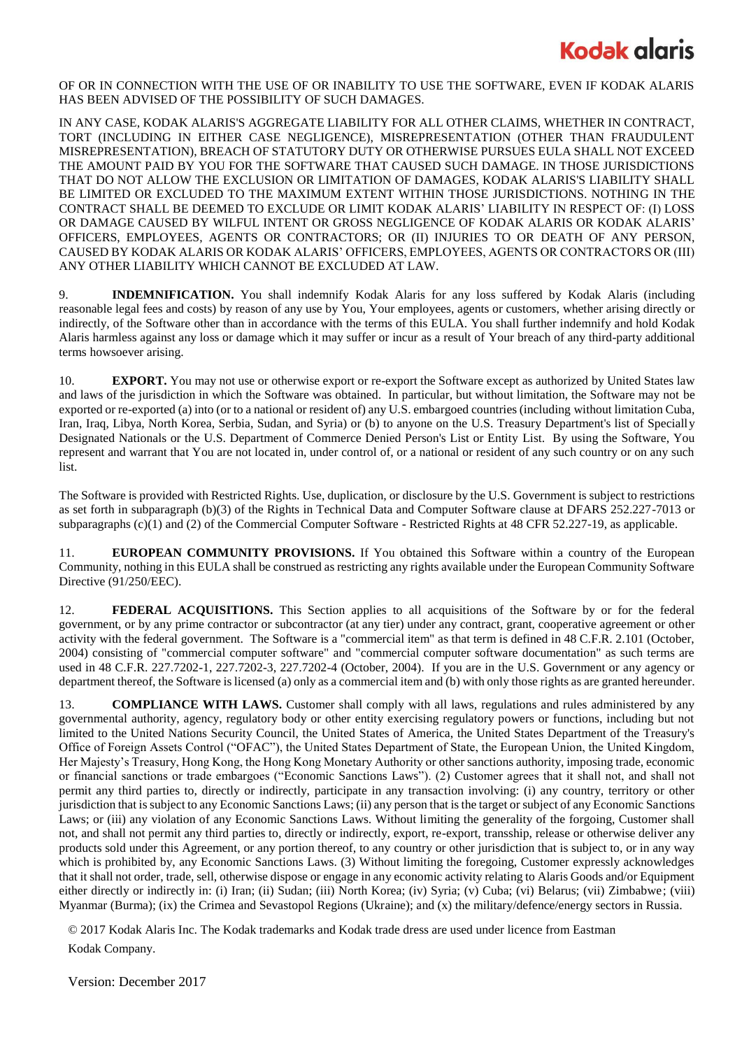OF OR IN CONNECTION WITH THE USE OF OR INABILITY TO USE THE SOFTWARE, EVEN IF KODAK ALARIS HAS BEEN ADVISED OF THE POSSIBILITY OF SUCH DAMAGES.

IN ANY CASE, KODAK ALARIS'S AGGREGATE LIABILITY FOR ALL OTHER CLAIMS, WHETHER IN CONTRACT, TORT (INCLUDING IN EITHER CASE NEGLIGENCE), MISREPRESENTATION (OTHER THAN FRAUDULENT MISREPRESENTATION), BREACH OF STATUTORY DUTY OR OTHERWISE PURSUES EULA SHALL NOT EXCEED THE AMOUNT PAID BY YOU FOR THE SOFTWARE THAT CAUSED SUCH DAMAGE. IN THOSE JURISDICTIONS THAT DO NOT ALLOW THE EXCLUSION OR LIMITATION OF DAMAGES, KODAK ALARIS'S LIABILITY SHALL BE LIMITED OR EXCLUDED TO THE MAXIMUM EXTENT WITHIN THOSE JURISDICTIONS. NOTHING IN THE CONTRACT SHALL BE DEEMED TO EXCLUDE OR LIMIT KODAK ALARIS' LIABILITY IN RESPECT OF: (I) LOSS OR DAMAGE CAUSED BY WILFUL INTENT OR GROSS NEGLIGENCE OF KODAK ALARIS OR KODAK ALARIS' OFFICERS, EMPLOYEES, AGENTS OR CONTRACTORS; OR (II) INJURIES TO OR DEATH OF ANY PERSON, CAUSED BY KODAK ALARIS OR KODAK ALARIS' OFFICERS, EMPLOYEES, AGENTS OR CONTRACTORS OR (III) ANY OTHER LIABILITY WHICH CANNOT BE EXCLUDED AT LAW.

9. **INDEMNIFICATION.** You shall indemnify Kodak Alaris for any loss suffered by Kodak Alaris (including reasonable legal fees and costs) by reason of any use by You, Your employees, agents or customers, whether arising directly or indirectly, of the Software other than in accordance with the terms of this EULA. You shall further indemnify and hold Kodak Alaris harmless against any loss or damage which it may suffer or incur as a result of Your breach of any third-party additional terms howsoever arising.

10. **EXPORT.** You may not use or otherwise export or re-export the Software except as authorized by United States law and laws of the jurisdiction in which the Software was obtained. In particular, but without limitation, the Software may not be exported or re-exported (a) into (or to a national or resident of) any U.S. embargoed countries (including without limitation Cuba, Iran, Iraq, Libya, North Korea, Serbia, Sudan, and Syria) or (b) to anyone on the U.S. Treasury Department's list of Specially Designated Nationals or the U.S. Department of Commerce Denied Person's List or Entity List. By using the Software, You represent and warrant that You are not located in, under control of, or a national or resident of any such country or on any such list.

The Software is provided with Restricted Rights. Use, duplication, or disclosure by the U.S. Government is subject to restrictions as set forth in subparagraph (b)(3) of the Rights in Technical Data and Computer Software clause at DFARS 252.227-7013 or subparagraphs (c)(1) and (2) of the Commercial Computer Software - Restricted Rights at 48 CFR 52.227-19, as applicable.

11. **EUROPEAN COMMUNITY PROVISIONS.** If You obtained this Software within a country of the European Community, nothing in this EULA shall be construed as restricting any rights available under the European Community Software Directive (91/250/EEC).

12. **FEDERAL ACQUISITIONS.** This Section applies to all acquisitions of the Software by or for the federal government, or by any prime contractor or subcontractor (at any tier) under any contract, grant, cooperative agreement or other activity with the federal government. The Software is a "commercial item" as that term is defined in 48 C.F.R. 2.101 (October, 2004) consisting of "commercial computer software" and "commercial computer software documentation" as such terms are used in 48 C.F.R. 227.7202-1, 227.7202-3, 227.7202-4 (October, 2004). If you are in the U.S. Government or any agency or department thereof, the Software is licensed (a) only as a commercial item and (b) with only those rights as are granted hereunder.

13. **COMPLIANCE WITH LAWS.** Customer shall comply with all laws, regulations and rules administered by any governmental authority, agency, regulatory body or other entity exercising regulatory powers or functions, including but not limited to the United Nations Security Council, the United States of America, the United States Department of the Treasury's Office of Foreign Assets Control ("OFAC"), the United States Department of State, the European Union, the United Kingdom, Her Majesty's Treasury, Hong Kong, the Hong Kong Monetary Authority or other sanctions authority, imposing trade, economic or financial sanctions or trade embargoes ("Economic Sanctions Laws"). (2) Customer agrees that it shall not, and shall not permit any third parties to, directly or indirectly, participate in any transaction involving: (i) any country, territory or other jurisdiction that is subject to any Economic Sanctions Laws; (ii) any person that is the target or subject of any Economic Sanctions Laws; or (iii) any violation of any Economic Sanctions Laws. Without limiting the generality of the forgoing, Customer shall not, and shall not permit any third parties to, directly or indirectly, export, re-export, transship, release or otherwise deliver any products sold under this Agreement, or any portion thereof, to any country or other jurisdiction that is subject to, or in any way which is prohibited by, any Economic Sanctions Laws. (3) Without limiting the foregoing, Customer expressly acknowledges that it shall not order, trade, sell, otherwise dispose or engage in any economic activity relating to Alaris Goods and/or Equipment either directly or indirectly in: (i) Iran; (ii) Sudan; (iii) North Korea; (iv) Syria; (v) Cuba; (vi) Belarus; (vii) Zimbabwe; (viii) Myanmar (Burma); (ix) the Crimea and Sevastopol Regions (Ukraine); and (x) the military/defence/energy sectors in Russia.

© 2017 Kodak Alaris Inc. The Kodak trademarks and Kodak trade dress are used under licence from Eastman Kodak Company.

Version: December 2017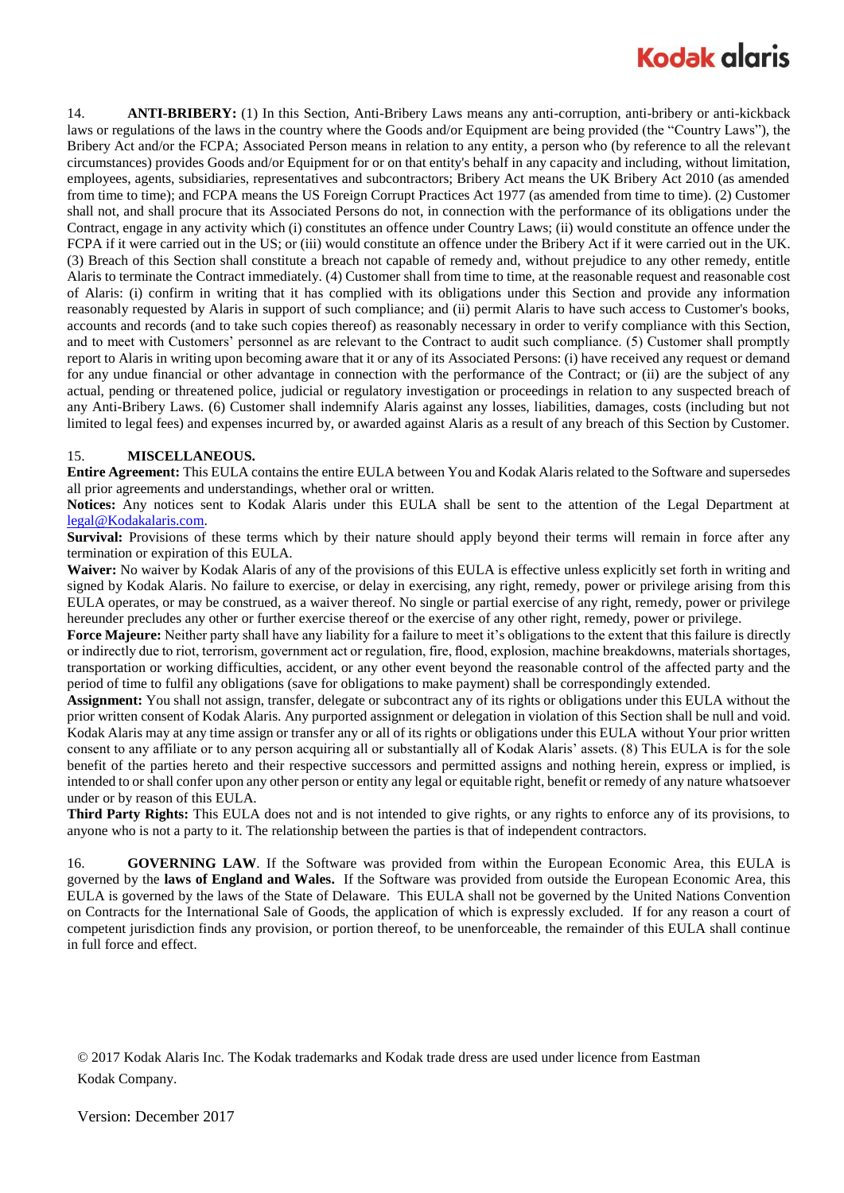14. **ANTI-BRIBERY:** (1) In this Section, Anti-Bribery Laws means any anti-corruption, anti-bribery or anti-kickback laws or regulations of the laws in the country where the Goods and/or Equipment are being provided (the "Country Laws"), the Bribery Act and/or the FCPA; Associated Person means in relation to any entity, a person who (by reference to all the relevant circumstances) provides Goods and/or Equipment for or on that entity's behalf in any capacity and including, without limitation, employees, agents, subsidiaries, representatives and subcontractors; Bribery Act means the UK Bribery Act 2010 (as amended from time to time); and FCPA means the US Foreign Corrupt Practices Act 1977 (as amended from time to time). (2) Customer shall not, and shall procure that its Associated Persons do not, in connection with the performance of its obligations under the Contract, engage in any activity which (i) constitutes an offence under Country Laws; (ii) would constitute an offence under the FCPA if it were carried out in the US; or (iii) would constitute an offence under the Bribery Act if it were carried out in the UK. (3) Breach of this Section shall constitute a breach not capable of remedy and, without prejudice to any other remedy, entitle Alaris to terminate the Contract immediately. (4) Customer shall from time to time, at the reasonable request and reasonable cost of Alaris: (i) confirm in writing that it has complied with its obligations under this Section and provide any information reasonably requested by Alaris in support of such compliance; and (ii) permit Alaris to have such access to Customer's books, accounts and records (and to take such copies thereof) as reasonably necessary in order to verify compliance with this Section, and to meet with Customers' personnel as are relevant to the Contract to audit such compliance. (5) Customer shall promptly report to Alaris in writing upon becoming aware that it or any of its Associated Persons: (i) have received any request or demand for any undue financial or other advantage in connection with the performance of the Contract; or (ii) are the subject of any actual, pending or threatened police, judicial or regulatory investigation or proceedings in relation to any suspected breach of any Anti-Bribery Laws. (6) Customer shall indemnify Alaris against any losses, liabilities, damages, costs (including but not limited to legal fees) and expenses incurred by, or awarded against Alaris as a result of any breach of this Section by Customer.

15. **MISCELLANEOUS.**

**Entire Agreement:** This EULA contains the entire EULA between You and Kodak Alaris related to the Software and supersedes all prior agreements and understandings, whether oral or written.

**Notices:** Any notices sent to Kodak Alaris under this EULA shall be sent to the attention of the Legal Department at legal@Kodakalaris.com.

**Survival:** Provisions of these terms which by their nature should apply beyond their terms will remain in force after any termination or expiration of this EULA.

**Waiver:** No waiver by Kodak Alaris of any of the provisions of this EULA is effective unless explicitly set forth in writing and signed by Kodak Alaris. No failure to exercise, or delay in exercising, any right, remedy, power or privilege arising from this EULA operates, or may be construed, as a waiver thereof. No single or partial exercise of any right, remedy, power or privilege hereunder precludes any other or further exercise thereof or the exercise of any other right, remedy, power or privilege.

**Force Majeure:** Neither party shall have any liability for a failure to meet it's obligations to the extent that this failure is directly or indirectly due to riot, terrorism, government act or regulation, fire, flood, explosion, machine breakdowns, materials shortages, transportation or working difficulties, accident, or any other event beyond the reasonable control of the affected party and the period of time to fulfil any obligations (save for obligations to make payment) shall be correspondingly extended.

**Assignment:** You shall not assign, transfer, delegate or subcontract any of its rights or obligations under this EULA without the prior written consent of Kodak Alaris. Any purported assignment or delegation in violation of this Section shall be null and void. Kodak Alaris may at any time assign or transfer any or all of its rights or obligations under this EULA without Your prior written consent to any affiliate or to any person acquiring all or substantially all of Kodak Alaris' assets. (8) This EULA is for the sole benefit of the parties hereto and their respective successors and permitted assigns and nothing herein, express or implied, is intended to or shall confer upon any other person or entity any legal or equitable right, benefit or remedy of any nature whatsoever under or by reason of this EULA.

**Third Party Rights:** This EULA does not and is not intended to give rights, or any rights to enforce any of its provisions, to anyone who is not a party to it. The relationship between the parties is that of independent contractors.

16. **GOVERNING LAW**. If the Software was provided from within the European Economic Area, this EULA is governed by the **laws of England and Wales.** If the Software was provided from outside the European Economic Area, this EULA is governed by the laws of the State of Delaware. This EULA shall not be governed by the United Nations Convention on Contracts for the International Sale of Goods, the application of which is expressly excluded. If for any reason a court of competent jurisdiction finds any provision, or portion thereof, to be unenforceable, the remainder of this EULA shall continue in full force and effect.

© 2017 Kodak Alaris Inc. The Kodak trademarks and Kodak trade dress are used under licence from Eastman Kodak Company.

Version: December 2017